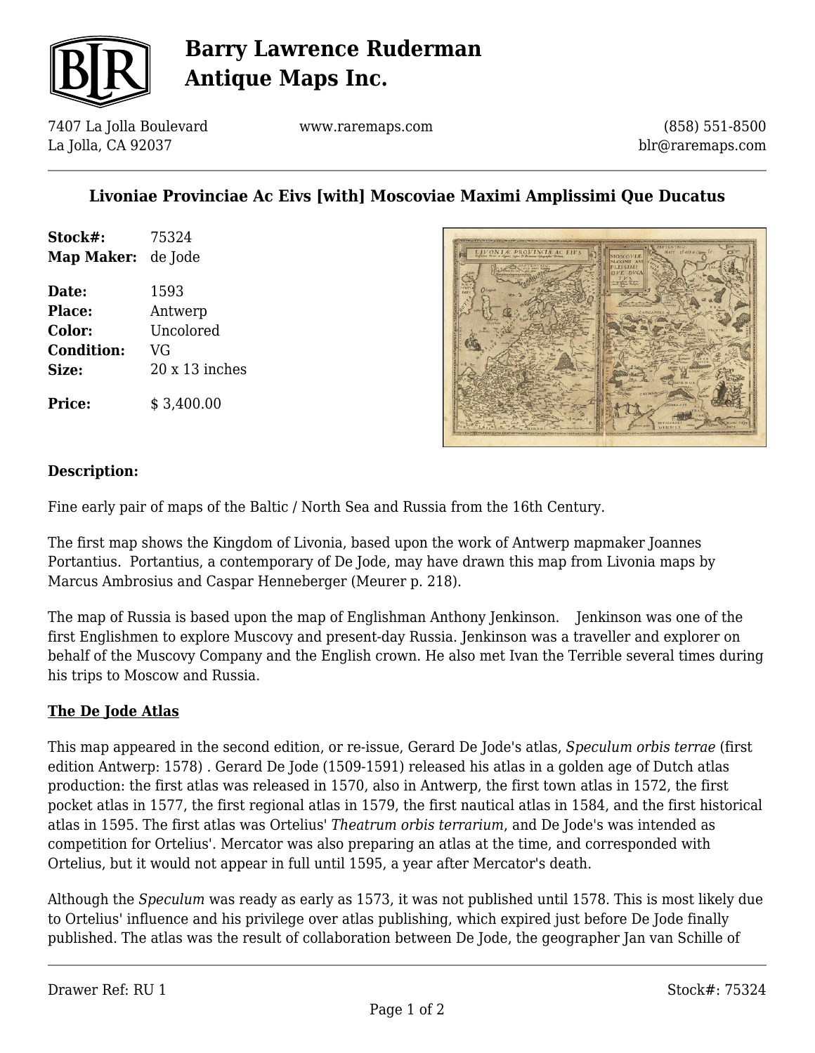# Barry Lawrence Ruderman Antique Maps Inc.

7407 La Jolla Boulevard
La Jolla, CA 92037

www.raremaps.com

(858) 551-8500
blr@raremaps.com

## Livoniae Provinciae Ac Eivs [with] Moscoviae Maximi Amplissimi Que Ducatus

**Stock#:** 75324
**Map Maker:** de Jode

**Date:** 1593
**Place:** Antwerp
**Color:** Uncolored
**Condition:** VG
**Size:** 20 x 13 inches

**Price:** $ 3,400.00

**Description:**

Fine early pair of maps of the Baltic / North Sea and Russia from the 16th Century.

The first map shows the Kingdom of Livonia, based upon the work of Antwerp mapmaker Joannes Portantius. Portantius, a contemporary of De Jode, may have drawn this map from Livonia maps by Marcus Ambrosius and Caspar Henneberger (Meurer p. 218).

The map of Russia is based upon the map of Englishman Anthony Jenkinson. Jenkinson was one of the first Englishmen to explore Muscovy and present-day Russia. Jenkinson was a traveller and explorer on behalf of the Muscovy Company and the English crown. He also met Ivan the Terrible several times during his trips to Moscow and Russia.

**The De Jode Atlas**

This map appeared in the second edition, or re-issue, Gerard De Jode's atlas, *Speculum orbis terrae* (first edition Antwerp: 1578) . Gerard De Jode (1509-1591) released his atlas in a golden age of Dutch atlas production: the first atlas was released in 1570, also in Antwerp, the first town atlas in 1572, the first pocket atlas in 1577, the first regional atlas in 1579, the first nautical atlas in 1584, and the first historical atlas in 1595. The first atlas was Ortelius' *Theatrum orbis terrarium*, and De Jode's was intended as competition for Ortelius'. Mercator was also preparing an atlas at the time, and corresponded with Ortelius, but it would not appear in full until 1595, a year after Mercator's death.

Although the *Speculum* was ready as early as 1573, it was not published until 1578. This is most likely due to Ortelius' influence and his privilege over atlas publishing, which expired just before De Jode finally published. The atlas was the result of collaboration between De Jode, the geographer Jan van Schille of

Drawer Ref: RU 1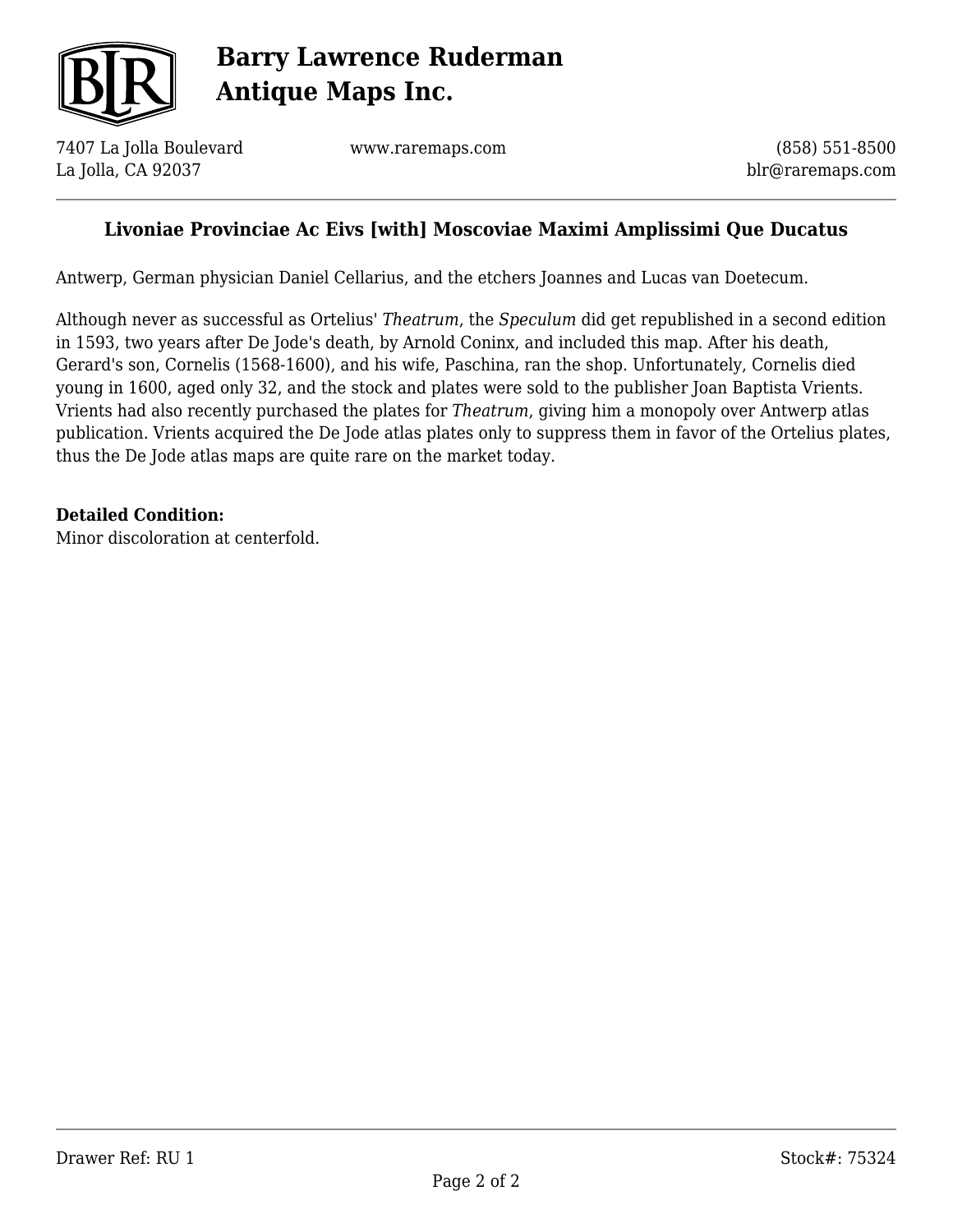Antwerp, German physician Daniel Cellarius, and the etchers Joannes and Lucas van Doetecum.

Although never as successful as Ortelius' *Theatrum*, the *Speculum* did get republished in a second edition in 1593, two years after De Jode's death, by Arnold Coninx, and included this map. After his death, Gerard's son, Cornelis (1568-1600), and his wife, Paschina, ran the shop. Unfortunately, Cornelis died young in 1600, aged only 32, and the stock and plates were sold to the publisher Joan Baptista Vrients. Vrients had also recently purchased the plates for *Theatrum*, giving him a monopoly over Antwerp atlas publication. Vrients acquired the De Jode atlas plates only to suppress them in favor of the Ortelius plates, thus the De Jode atlas maps are quite rare on the market today.

**Detailed Condition:**
Minor discoloration at centerfold.

Drawer Ref: RU 1

Stock#: 75324